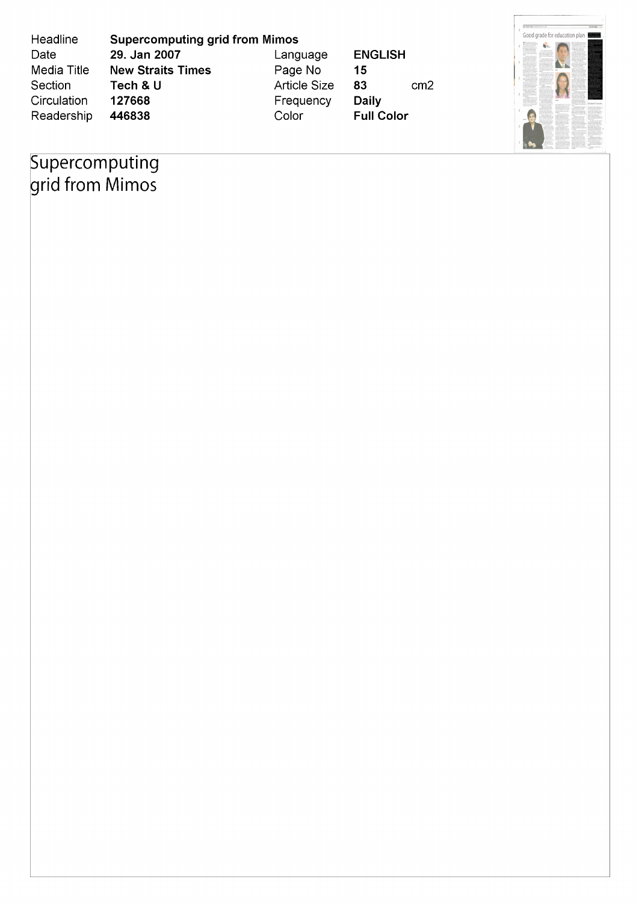| Headline | Supercomputing grid from Mimos | | | |
|---|---|---|---|---|
| Date | 29. Jan 2007 | Language | ENGLISH | |
| Media Title | New Straits Times | Page No | 15 | |
| Section | Tech & U | Article Size | 83 | cm2 |
| Circulation | 127668 | Frequency | Daily | |
| Readership | 446838 | Color | Full Color | |

# Supercomputing grid from Mimos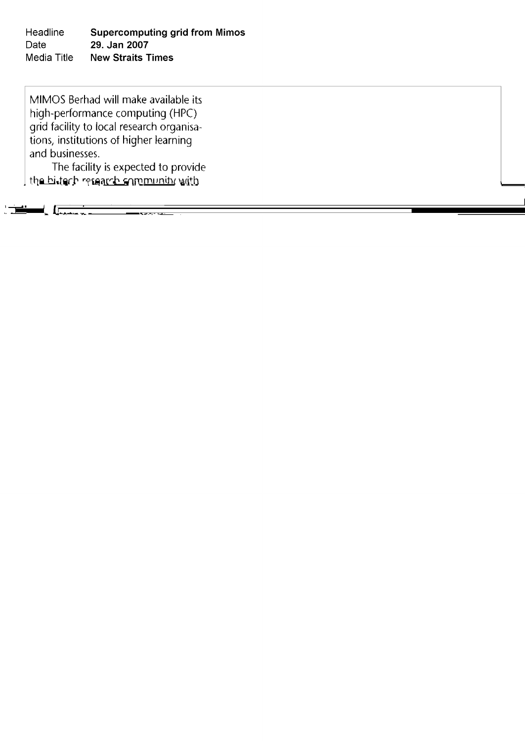Headline **Supercomputing grid from Mimos**
Date **29. Jan 2007**
Media Title **New Straits Times**

MIMOS Berhad will make available its high-performance computing (HPC) grid facility to local research organisations, institutions of higher learning and businesses.

The facility is expected to provide the hi-tech research community with